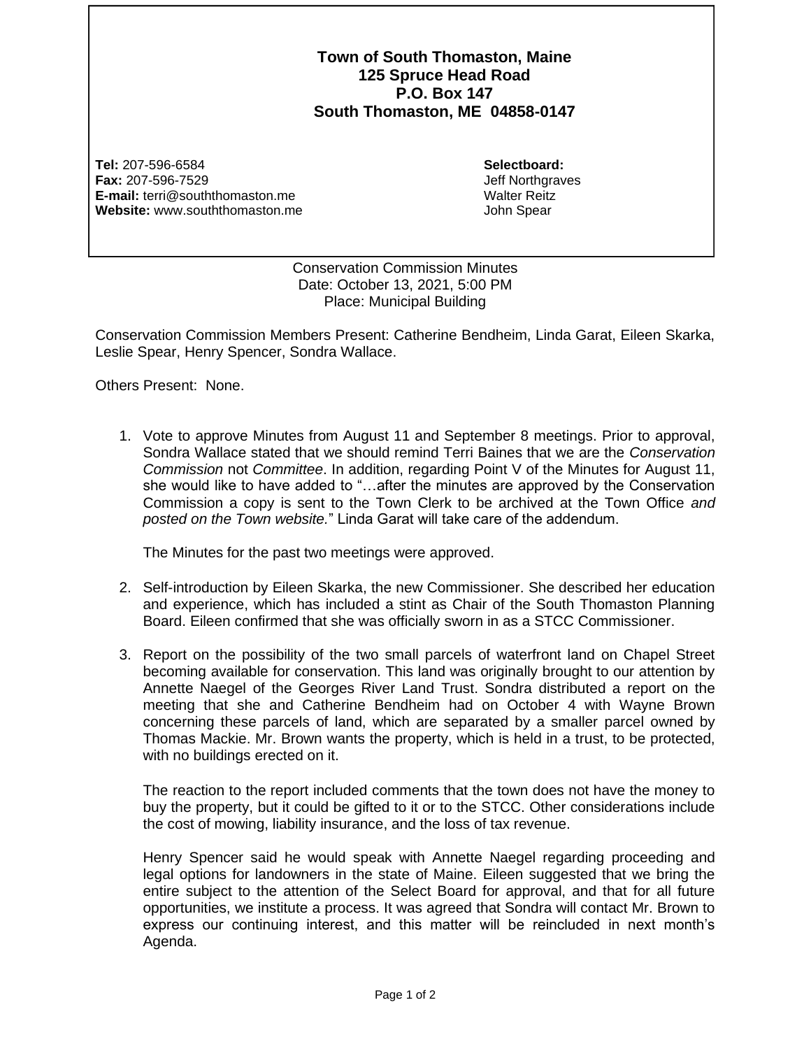**Town of South Thomaston, Maine**
**125 Spruce Head Road**
**P.O. Box 147**
**South Thomaston, ME 04858-0147**

**Tel:** 207-596-6584
**Fax:** 207-596-7529
**E-mail:** terri@souththomaston.me
**Website:** www.souththomaston.me

**Selectboard:**
Jeff Northgraves
Walter Reitz
John Spear

Conservation Commission Minutes
Date: October 13, 2021, 5:00 PM
Place: Municipal Building

Conservation Commission Members Present: Catherine Bendheim, Linda Garat, Eileen Skarka, Leslie Spear, Henry Spencer, Sondra Wallace.

Others Present: None.

1. Vote to approve Minutes from August 11 and September 8 meetings. Prior to approval, Sondra Wallace stated that we should remind Terri Baines that we are the *Conservation Commission* not *Committee*. In addition, regarding Point V of the Minutes for August 11, she would like to have added to "…after the minutes are approved by the Conservation Commission a copy is sent to the Town Clerk to be archived at the Town Office *and posted on the Town website.*" Linda Garat will take care of the addendum.

   The Minutes for the past two meetings were approved.

2. Self-introduction by Eileen Skarka, the new Commissioner. She described her education and experience, which has included a stint as Chair of the South Thomaston Planning Board. Eileen confirmed that she was officially sworn in as a STCC Commissioner.

3. Report on the possibility of the two small parcels of waterfront land on Chapel Street becoming available for conservation. This land was originally brought to our attention by Annette Naegel of the Georges River Land Trust. Sondra distributed a report on the meeting that she and Catherine Bendheim had on October 4 with Wayne Brown concerning these parcels of land, which are separated by a smaller parcel owned by Thomas Mackie. Mr. Brown wants the property, which is held in a trust, to be protected, with no buildings erected on it.

   The reaction to the report included comments that the town does not have the money to buy the property, but it could be gifted to it or to the STCC. Other considerations include the cost of mowing, liability insurance, and the loss of tax revenue.

   Henry Spencer said he would speak with Annette Naegel regarding proceeding and legal options for landowners in the state of Maine. Eileen suggested that we bring the entire subject to the attention of the Select Board for approval, and that for all future opportunities, we institute a process. It was agreed that Sondra will contact Mr. Brown to express our continuing interest, and this matter will be reincluded in next month's Agenda.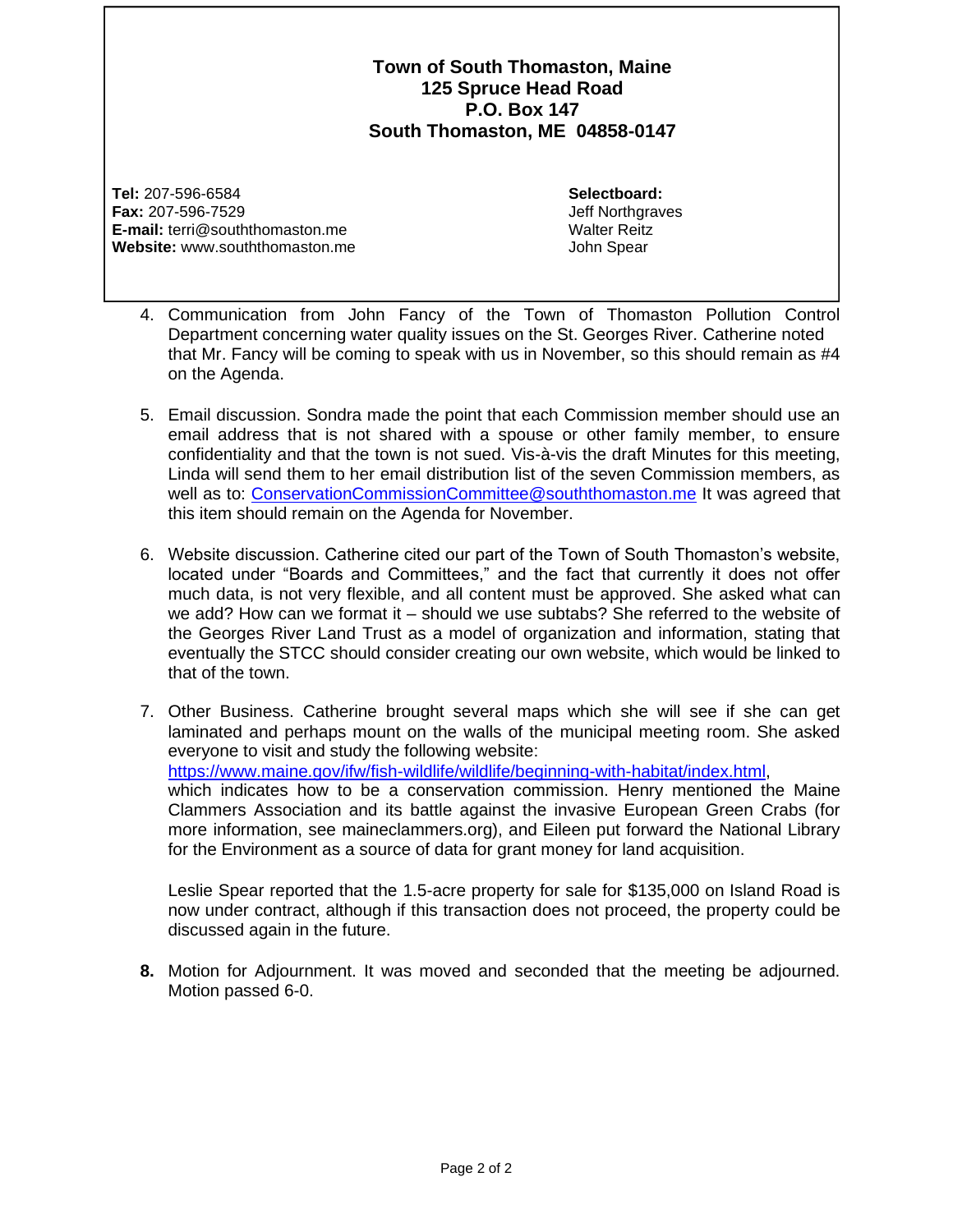**Town of South Thomaston, Maine**
**125 Spruce Head Road**
**P.O. Box 147**
**South Thomaston, ME 04858-0147**

**Tel:** 207-596-6584
**Fax:** 207-596-7529
**E-mail:** terri@souththomaston.me
**Website:** www.souththomaston.me

**Selectboard:**
Jeff Northgraves
Walter Reitz
John Spear

4. Communication from John Fancy of the Town of Thomaston Pollution Control Department concerning water quality issues on the St. Georges River. Catherine noted that Mr. Fancy will be coming to speak with us in November, so this should remain as #4 on the Agenda.

5. Email discussion. Sondra made the point that each Commission member should use an email address that is not shared with a spouse or other family member, to ensure confidentiality and that the town is not sued. Vis-à-vis the draft Minutes for this meeting, Linda will send them to her email distribution list of the seven Commission members, as well as to: ConservationCommissionCommittee@souththomaston.me It was agreed that this item should remain on the Agenda for November.

6. Website discussion. Catherine cited our part of the Town of South Thomaston's website, located under "Boards and Committees," and the fact that currently it does not offer much data, is not very flexible, and all content must be approved. She asked what can we add? How can we format it – should we use subtabs? She referred to the website of the Georges River Land Trust as a model of organization and information, stating that eventually the STCC should consider creating our own website, which would be linked to that of the town.

7. Other Business. Catherine brought several maps which she will see if she can get laminated and perhaps mount on the walls of the municipal meeting room. She asked everyone to visit and study the following website: https://www.maine.gov/ifw/fish-wildlife/wildlife/beginning-with-habitat/index.html, which indicates how to be a conservation commission. Henry mentioned the Maine Clammers Association and its battle against the invasive European Green Crabs (for more information, see maineclammers.org), and Eileen put forward the National Library for the Environment as a source of data for grant money for land acquisition.

   Leslie Spear reported that the 1.5-acre property for sale for $135,000 on Island Road is now under contract, although if this transaction does not proceed, the property could be discussed again in the future.

8. Motion for Adjournment. It was moved and seconded that the meeting be adjourned. Motion passed 6-0.